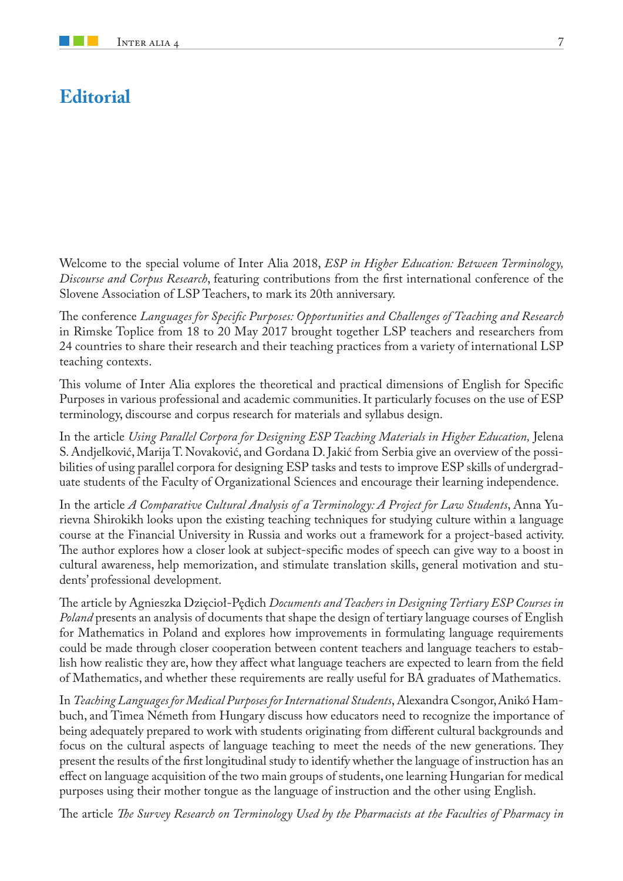# Editorial

Welcome to the special volume of Inter Alia 2018, *ESP in Higher Education: Between Terminology, Discourse and Corpus Research*, featuring contributions from the first international conference of the Slovene Association of LSP Teachers, to mark its 20th anniversary.

The conference *Languages for Specific Purposes: Opportunities and Challenges of Teaching and Research* in Rimske Toplice from 18 to 20 May 2017 brought together LSP teachers and researchers from 24 countries to share their research and their teaching practices from a variety of international LSP teaching contexts.

This volume of Inter Alia explores the theoretical and practical dimensions of English for Specific Purposes in various professional and academic communities. It particularly focuses on the use of ESP terminology, discourse and corpus research for materials and syllabus design.

In the article *Using Parallel Corpora for Designing ESP Teaching Materials in Higher Education,* Jelena S. Andjelković, Marija T. Novaković, and Gordana D. Jakić from Serbia give an overview of the possibilities of using parallel corpora for designing ESP tasks and tests to improve ESP skills of undergraduate students of the Faculty of Organizational Sciences and encourage their learning independence.

In the article *A Comparative Cultural Analysis of a Terminology: A Project for Law Students*, Anna Yurievna Shirokikh looks upon the existing teaching techniques for studying culture within a language course at the Financial University in Russia and works out a framework for a project-based activity. The author explores how a closer look at subject-specific modes of speech can give way to a boost in cultural awareness, help memorization, and stimulate translation skills, general motivation and students' professional development.

The article by Agnieszka Dzięcioł-Pędich *Documents and Teachers in Designing Tertiary ESP Courses in Poland* presents an analysis of documents that shape the design of tertiary language courses of English for Mathematics in Poland and explores how improvements in formulating language requirements could be made through closer cooperation between content teachers and language teachers to establish how realistic they are, how they affect what language teachers are expected to learn from the field of Mathematics, and whether these requirements are really useful for BA graduates of Mathematics.

In *Teaching Languages for Medical Purposes for International Students*, Alexandra Csongor, Anikó Hambuch, and Timea Németh from Hungary discuss how educators need to recognize the importance of being adequately prepared to work with students originating from different cultural backgrounds and focus on the cultural aspects of language teaching to meet the needs of the new generations. They present the results of the first longitudinal study to identify whether the language of instruction has an effect on language acquisition of the two main groups of students, one learning Hungarian for medical purposes using their mother tongue as the language of instruction and the other using English.

The article *The Survey Research on Terminology Used by the Pharmacists at the Faculties of Pharmacy in*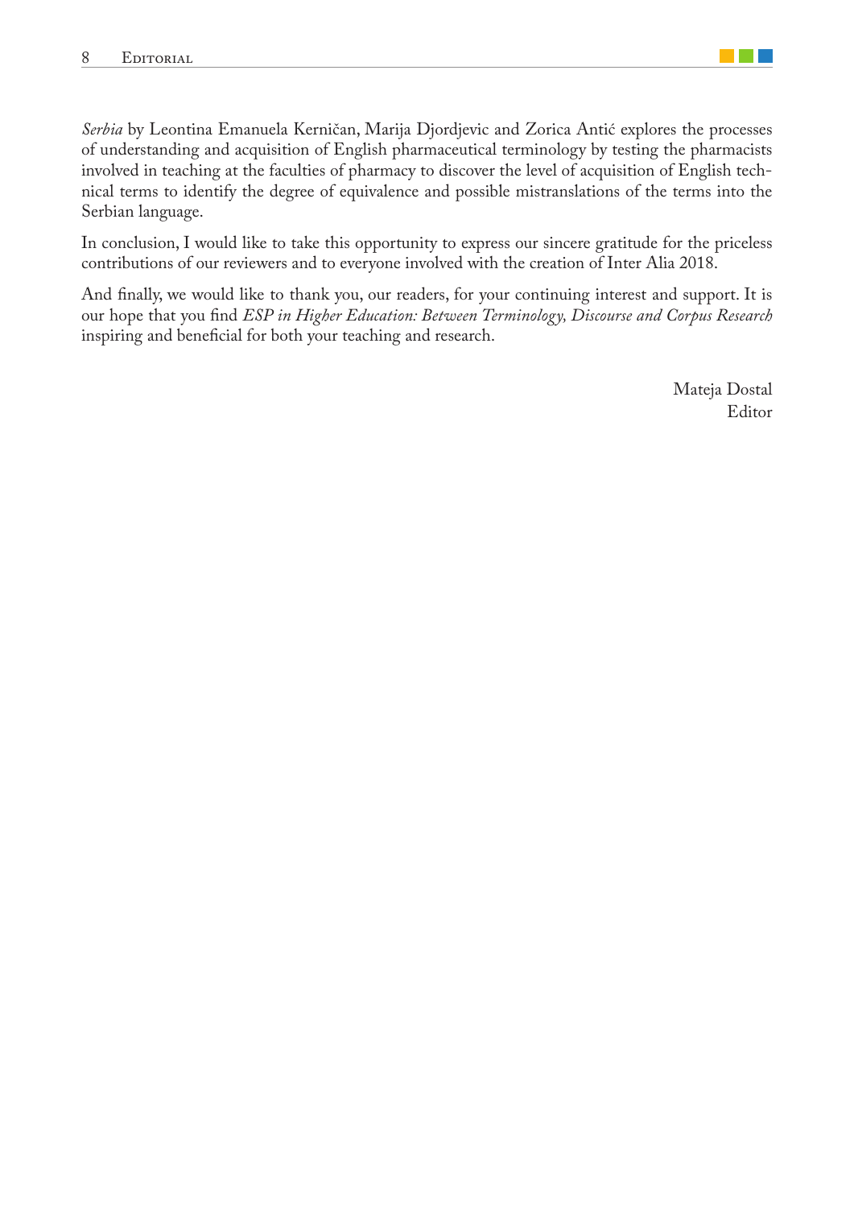*Serbia* by Leontina Emanuela Kerničan, Marija Djordjevic and Zorica Antić explores the processes of understanding and acquisition of English pharmaceutical terminology by testing the pharmacists involved in teaching at the faculties of pharmacy to discover the level of acquisition of English technical terms to identify the degree of equivalence and possible mistranslations of the terms into the Serbian language.

In conclusion, I would like to take this opportunity to express our sincere gratitude for the priceless contributions of our reviewers and to everyone involved with the creation of Inter Alia 2018.

And finally, we would like to thank you, our readers, for your continuing interest and support. It is our hope that you find *ESP in Higher Education: Between Terminology, Discourse and Corpus Research* inspiring and beneficial for both your teaching and research.

Mateja Dostal
Editor